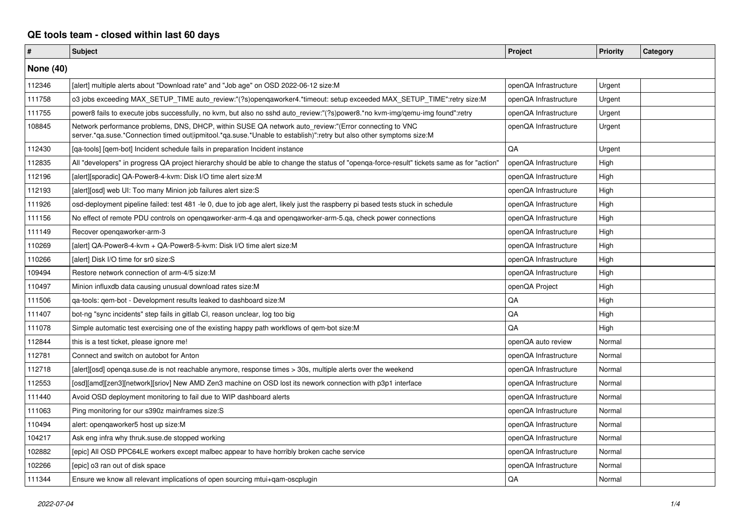# QE tools team - closed within last 60 days

| # | Subject | Project | Priority | Category |
|---|---|---|---|---|
| **None (40)** | | | | |
| 112346 | [alert] multiple alerts about "Download rate" and "Job age" on OSD 2022-06-12 size:M | openQA Infrastructure | Urgent | |
| 111758 | o3 jobs exceeding MAX_SETUP_TIME auto_review:"(?s)openqaworker4.*timeout: setup exceeded MAX_SETUP_TIME":retry size:M | openQA Infrastructure | Urgent | |
| 111755 | power8 fails to execute jobs successfully, no kvm, but also no sshd auto_review:"(?s)power8.*no kvm-img/qemu-img found":retry | openQA Infrastructure | Urgent | |
| 108845 | Network performance problems, DNS, DHCP, within SUSE QA network auto_review:"(Error connecting to VNC server.*qa.suse.*Connection timed out\|ipmitool.*qa.suse.*Unable to establish)":retry but also other symptoms size:M | openQA Infrastructure | Urgent | |
| 112430 | [qa-tools] [qem-bot] Incident schedule fails in preparation Incident instance | QA | Urgent | |
| 112835 | All "developers" in progress QA project hierarchy should be able to change the status of "openqa-force-result" tickets same as for "action" | openQA Infrastructure | High | |
| 112196 | [alert][sporadic] QA-Power8-4-kvm: Disk I/O time alert size:M | openQA Infrastructure | High | |
| 112193 | [alert][osd] web UI: Too many Minion job failures alert size:S | openQA Infrastructure | High | |
| 111926 | osd-deployment pipeline failed: test 481 -le 0, due to job age alert, likely just the raspberry pi based tests stuck in schedule | openQA Infrastructure | High | |
| 111156 | No effect of remote PDU controls on openqaworker-arm-4.qa and openqaworker-arm-5.qa, check power connections | openQA Infrastructure | High | |
| 111149 | Recover openqaworker-arm-3 | openQA Infrastructure | High | |
| 110269 | [alert] QA-Power8-4-kvm + QA-Power8-5-kvm: Disk I/O time alert size:M | openQA Infrastructure | High | |
| 110266 | [alert] Disk I/O time for sr0 size:S | openQA Infrastructure | High | |
| 109494 | Restore network connection of arm-4/5 size:M | openQA Infrastructure | High | |
| 110497 | Minion influxdb data causing unusual download rates size:M | openQA Project | High | |
| 111506 | qa-tools: qem-bot - Development results leaked to dashboard size:M | QA | High | |
| 111407 | bot-ng "sync incidents" step fails in gitlab CI, reason unclear, log too big | QA | High | |
| 111078 | Simple automatic test exercising one of the existing happy path workflows of qem-bot size:M | QA | High | |
| 112844 | this is a test ticket, please ignore me! | openQA auto review | Normal | |
| 112781 | Connect and switch on autobot for Anton | openQA Infrastructure | Normal | |
| 112718 | [alert][osd] openqa.suse.de is not reachable anymore, response times > 30s, multiple alerts over the weekend | openQA Infrastructure | Normal | |
| 112553 | [osd][amd][zen3][network][sriov] New AMD Zen3 machine on OSD lost its nework connection with p3p1 interface | openQA Infrastructure | Normal | |
| 111440 | Avoid OSD deployment monitoring to fail due to WIP dashboard alerts | openQA Infrastructure | Normal | |
| 111063 | Ping monitoring for our s390z mainframes size:S | openQA Infrastructure | Normal | |
| 110494 | alert: openqaworker5 host up size:M | openQA Infrastructure | Normal | |
| 104217 | Ask eng infra why thruk.suse.de stopped working | openQA Infrastructure | Normal | |
| 102882 | [epic] All OSD PPC64LE workers except malbec appear to have horribly broken cache service | openQA Infrastructure | Normal | |
| 102266 | [epic] o3 ran out of disk space | openQA Infrastructure | Normal | |
| 111344 | Ensure we know all relevant implications of open sourcing mtui+qam-oscplugin | QA | Normal | |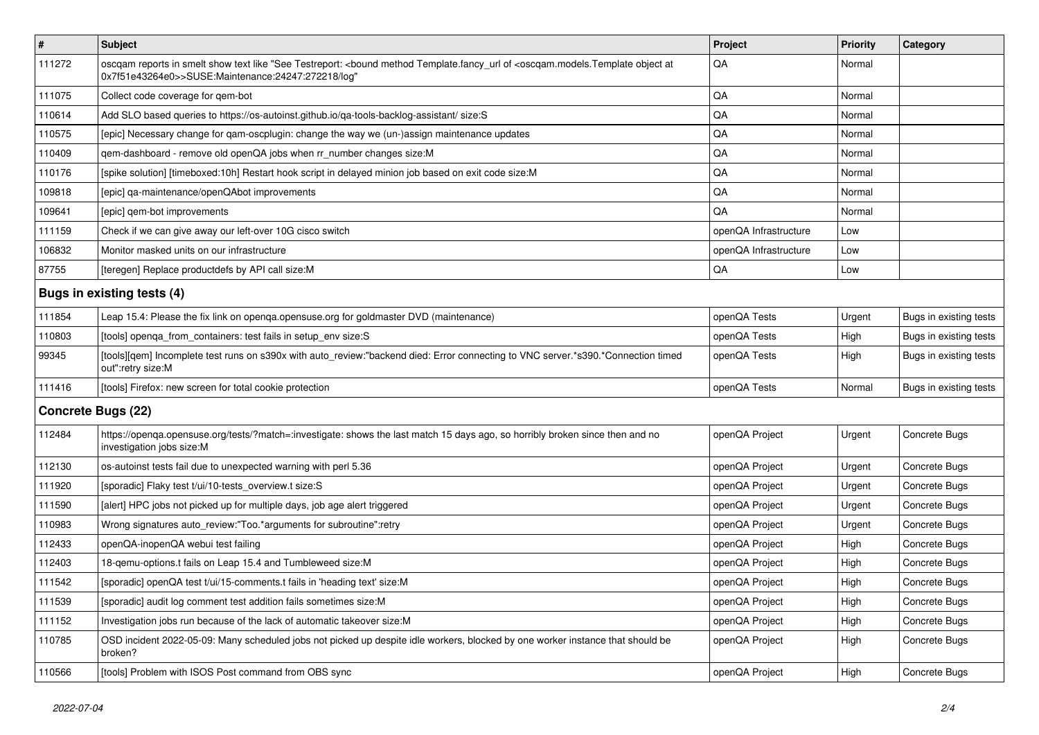| # | Subject | Project | Priority | Category |
|---|---|---|---|---|
| 111272 | oscqam reports in smelt show text like "See Testreport: <bound method Template.fancy_url of <oscqam.models.Template object at 0x7f51e43264e0>>SUSE:Maintenance:24247:272218/log" | QA | Normal | |
| 111075 | Collect code coverage for qem-bot | QA | Normal | |
| 110614 | Add SLO based queries to https://os-autoinst.github.io/qa-tools-backlog-assistant/ size:S | QA | Normal | |
| 110575 | [epic] Necessary change for qam-oscplugin: change the way we (un-)assign maintenance updates | QA | Normal | |
| 110409 | qem-dashboard - remove old openQA jobs when rr_number changes size:M | QA | Normal | |
| 110176 | [spike solution] [timeboxed:10h] Restart hook script in delayed minion job based on exit code size:M | QA | Normal | |
| 109818 | [epic] qa-maintenance/openQAbot improvements | QA | Normal | |
| 109641 | [epic] qem-bot improvements | QA | Normal | |
| 111159 | Check if we can give away our left-over 10G cisco switch | openQA Infrastructure | Low | |
| 106832 | Monitor masked units on our infrastructure | openQA Infrastructure | Low | |
| 87755 | [teregen] Replace productdefs by API call size:M | QA | Low | |
| **Bugs in existing tests (4)** | | | | |
| 111854 | Leap 15.4: Please the fix link on openqa.opensuse.org for goldmaster DVD (maintenance) | openQA Tests | Urgent | Bugs in existing tests |
| 110803 | [tools] openqa_from_containers: test fails in setup_env size:S | openQA Tests | High | Bugs in existing tests |
| 99345 | [tools][qem] Incomplete test runs on s390x with auto_review:"backend died: Error connecting to VNC server.*s390.*Connection timed out":retry size:M | openQA Tests | High | Bugs in existing tests |
| 111416 | [tools] Firefox: new screen for total cookie protection | openQA Tests | Normal | Bugs in existing tests |
| **Concrete Bugs (22)** | | | | |
| 112484 | https://openqa.opensuse.org/tests/?match=:investigate: shows the last match 15 days ago, so horribly broken since then and no investigation jobs size:M | openQA Project | Urgent | Concrete Bugs |
| 112130 | os-autoinst tests fail due to unexpected warning with perl 5.36 | openQA Project | Urgent | Concrete Bugs |
| 111920 | [sporadic] Flaky test t/ui/10-tests_overview.t size:S | openQA Project | Urgent | Concrete Bugs |
| 111590 | [alert] HPC jobs not picked up for multiple days, job age alert triggered | openQA Project | Urgent | Concrete Bugs |
| 110983 | Wrong signatures auto_review:"Too.*arguments for subroutine":retry | openQA Project | Urgent | Concrete Bugs |
| 112433 | openQA-inopenQA webui test failing | openQA Project | High | Concrete Bugs |
| 112403 | 18-qemu-options.t fails on Leap 15.4 and Tumbleweed size:M | openQA Project | High | Concrete Bugs |
| 111542 | [sporadic] openQA test t/ui/15-comments.t fails in 'heading text' size:M | openQA Project | High | Concrete Bugs |
| 111539 | [sporadic] audit log comment test addition fails sometimes size:M | openQA Project | High | Concrete Bugs |
| 111152 | Investigation jobs run because of the lack of automatic takeover size:M | openQA Project | High | Concrete Bugs |
| 110785 | OSD incident 2022-05-09: Many scheduled jobs not picked up despite idle workers, blocked by one worker instance that should be broken? | openQA Project | High | Concrete Bugs |
| 110566 | [tools] Problem with ISOS Post command from OBS sync | openQA Project | High | Concrete Bugs |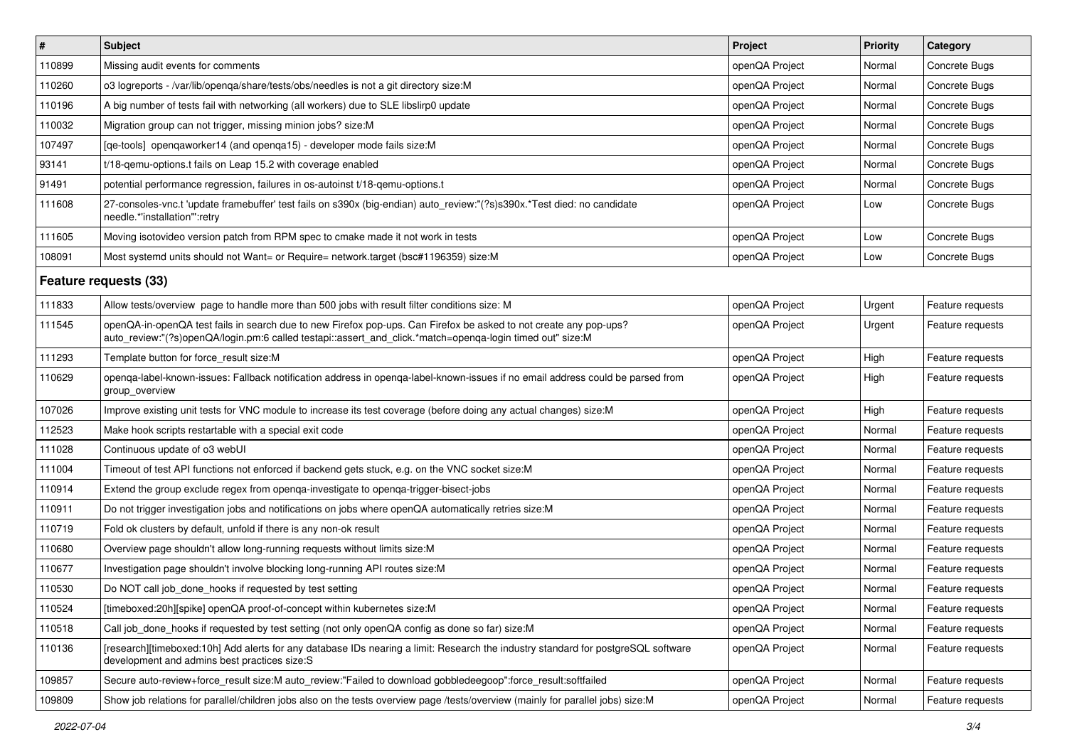| # | Subject | Project | Priority | Category |
|---|---|---|---|---|
| 110899 | Missing audit events for comments | openQA Project | Normal | Concrete Bugs |
| 110260 | o3 logreports - /var/lib/openqa/share/tests/obs/needles is not a git directory size:M | openQA Project | Normal | Concrete Bugs |
| 110196 | A big number of tests fail with networking (all workers) due to SLE libslirp0 update | openQA Project | Normal | Concrete Bugs |
| 110032 | Migration group can not trigger, missing minion jobs? size:M | openQA Project | Normal | Concrete Bugs |
| 107497 | [qe-tools] openqaworker14 (and openqa15) - developer mode fails size:M | openQA Project | Normal | Concrete Bugs |
| 93141 | t/18-qemu-options.t fails on Leap 15.2 with coverage enabled | openQA Project | Normal | Concrete Bugs |
| 91491 | potential performance regression, failures in os-autoinst t/18-qemu-options.t | openQA Project | Normal | Concrete Bugs |
| 111608 | 27-consoles-vnc.t 'update framebuffer' test fails on s390x (big-endian) auto_review:"(?s)s390x.*Test died: no candidate needle.*'installation'":retry | openQA Project | Low | Concrete Bugs |
| 111605 | Moving isotovideo version patch from RPM spec to cmake made it not work in tests | openQA Project | Low | Concrete Bugs |
| 108091 | Most systemd units should not Want= or Require= network.target (bsc#1196359) size:M | openQA Project | Low | Concrete Bugs |

## Feature requests (33)

| # | Subject | Project | Priority | Category |
|---|---|---|---|---|
| 111833 | Allow tests/overview page to handle more than 500 jobs with result filter conditions size: M | openQA Project | Urgent | Feature requests |
| 111545 | openQA-in-openQA test fails in search due to new Firefox pop-ups. Can Firefox be asked to not create any pop-ups? auto_review:"(?s)openQA/login.pm:6 called testapi::assert_and_click.*match=openqa-login timed out" size:M | openQA Project | Urgent | Feature requests |
| 111293 | Template button for force_result size:M | openQA Project | High | Feature requests |
| 110629 | openqa-label-known-issues: Fallback notification address in openqa-label-known-issues if no email address could be parsed from group_overview | openQA Project | High | Feature requests |
| 107026 | Improve existing unit tests for VNC module to increase its test coverage (before doing any actual changes) size:M | openQA Project | High | Feature requests |
| 112523 | Make hook scripts restartable with a special exit code | openQA Project | Normal | Feature requests |
| 111028 | Continuous update of o3 webUI | openQA Project | Normal | Feature requests |
| 111004 | Timeout of test API functions not enforced if backend gets stuck, e.g. on the VNC socket size:M | openQA Project | Normal | Feature requests |
| 110914 | Extend the group exclude regex from openqa-investigate to openqa-trigger-bisect-jobs | openQA Project | Normal | Feature requests |
| 110911 | Do not trigger investigation jobs and notifications on jobs where openQA automatically retries size:M | openQA Project | Normal | Feature requests |
| 110719 | Fold ok clusters by default, unfold if there is any non-ok result | openQA Project | Normal | Feature requests |
| 110680 | Overview page shouldn't allow long-running requests without limits size:M | openQA Project | Normal | Feature requests |
| 110677 | Investigation page shouldn't involve blocking long-running API routes size:M | openQA Project | Normal | Feature requests |
| 110530 | Do NOT call job_done_hooks if requested by test setting | openQA Project | Normal | Feature requests |
| 110524 | [timeboxed:20h][spike] openQA proof-of-concept within kubernetes size:M | openQA Project | Normal | Feature requests |
| 110518 | Call job_done_hooks if requested by test setting (not only openQA config as done so far) size:M | openQA Project | Normal | Feature requests |
| 110136 | [research][timeboxed:10h] Add alerts for any database IDs nearing a limit: Research the industry standard for postgreSQL software development and admins best practices size:S | openQA Project | Normal | Feature requests |
| 109857 | Secure auto-review+force_result size:M auto_review:"Failed to download gobbledeegoop":force_result:softfailed | openQA Project | Normal | Feature requests |
| 109809 | Show job relations for parallel/children jobs also on the tests overview page /tests/overview (mainly for parallel jobs) size:M | openQA Project | Normal | Feature requests |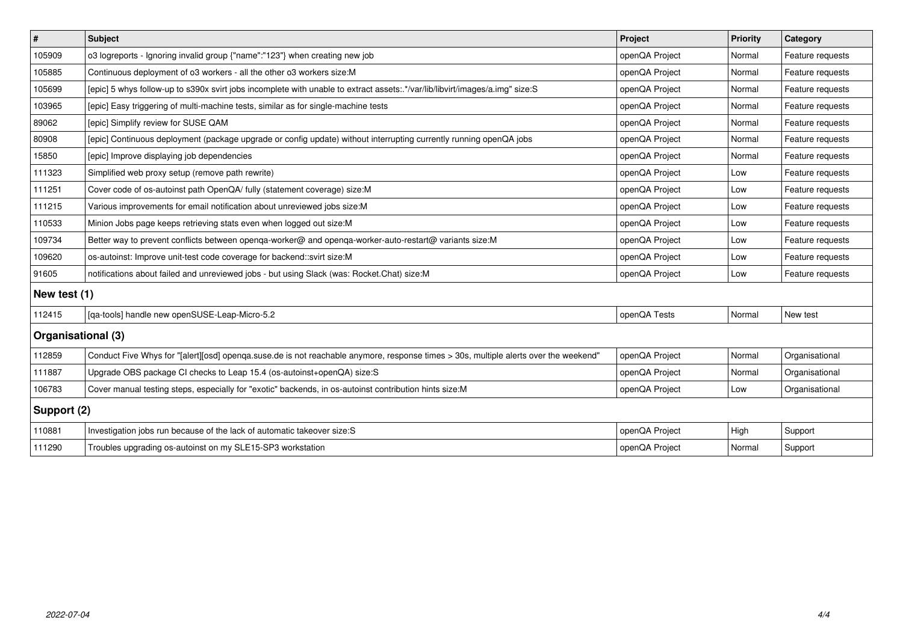| # | Subject | Project | Priority | Category |
|---|---|---|---|---|
| 105909 | o3 logreports - Ignoring invalid group {"name":"123"} when creating new job | openQA Project | Normal | Feature requests |
| 105885 | Continuous deployment of o3 workers - all the other o3 workers size:M | openQA Project | Normal | Feature requests |
| 105699 | [epic] 5 whys follow-up to s390x svirt jobs incomplete with unable to extract assets:.*/var/lib/libvirt/images/a.img" size:S | openQA Project | Normal | Feature requests |
| 103965 | [epic] Easy triggering of multi-machine tests, similar as for single-machine tests | openQA Project | Normal | Feature requests |
| 89062 | [epic] Simplify review for SUSE QAM | openQA Project | Normal | Feature requests |
| 80908 | [epic] Continuous deployment (package upgrade or config update) without interrupting currently running openQA jobs | openQA Project | Normal | Feature requests |
| 15850 | [epic] Improve displaying job dependencies | openQA Project | Normal | Feature requests |
| 111323 | Simplified web proxy setup (remove path rewrite) | openQA Project | Low | Feature requests |
| 111251 | Cover code of os-autoinst path OpenQA/ fully (statement coverage) size:M | openQA Project | Low | Feature requests |
| 111215 | Various improvements for email notification about unreviewed jobs size:M | openQA Project | Low | Feature requests |
| 110533 | Minion Jobs page keeps retrieving stats even when logged out size:M | openQA Project | Low | Feature requests |
| 109734 | Better way to prevent conflicts between openqa-worker@ and openqa-worker-auto-restart@ variants size:M | openQA Project | Low | Feature requests |
| 109620 | os-autoinst: Improve unit-test code coverage for backend::svirt size:M | openQA Project | Low | Feature requests |
| 91605 | notifications about failed and unreviewed jobs - but using Slack (was: Rocket.Chat) size:M | openQA Project | Low | Feature requests |
| **New test (1)** | | | | |
| 112415 | [qa-tools] handle new openSUSE-Leap-Micro-5.2 | openQA Tests | Normal | New test |
| **Organisational (3)** | | | | |
| 112859 | Conduct Five Whys for "[alert][osd] openqa.suse.de is not reachable anymore, response times > 30s, multiple alerts over the weekend" | openQA Project | Normal | Organisational |
| 111887 | Upgrade OBS package CI checks to Leap 15.4 (os-autoinst+openQA) size:S | openQA Project | Normal | Organisational |
| 106783 | Cover manual testing steps, especially for "exotic" backends, in os-autoinst contribution hints size:M | openQA Project | Low | Organisational |
| **Support (2)** | | | | |
| 110881 | Investigation jobs run because of the lack of automatic takeover size:S | openQA Project | High | Support |
| 111290 | Troubles upgrading os-autoinst on my SLE15-SP3 workstation | openQA Project | Normal | Support |

*2022-07-04*